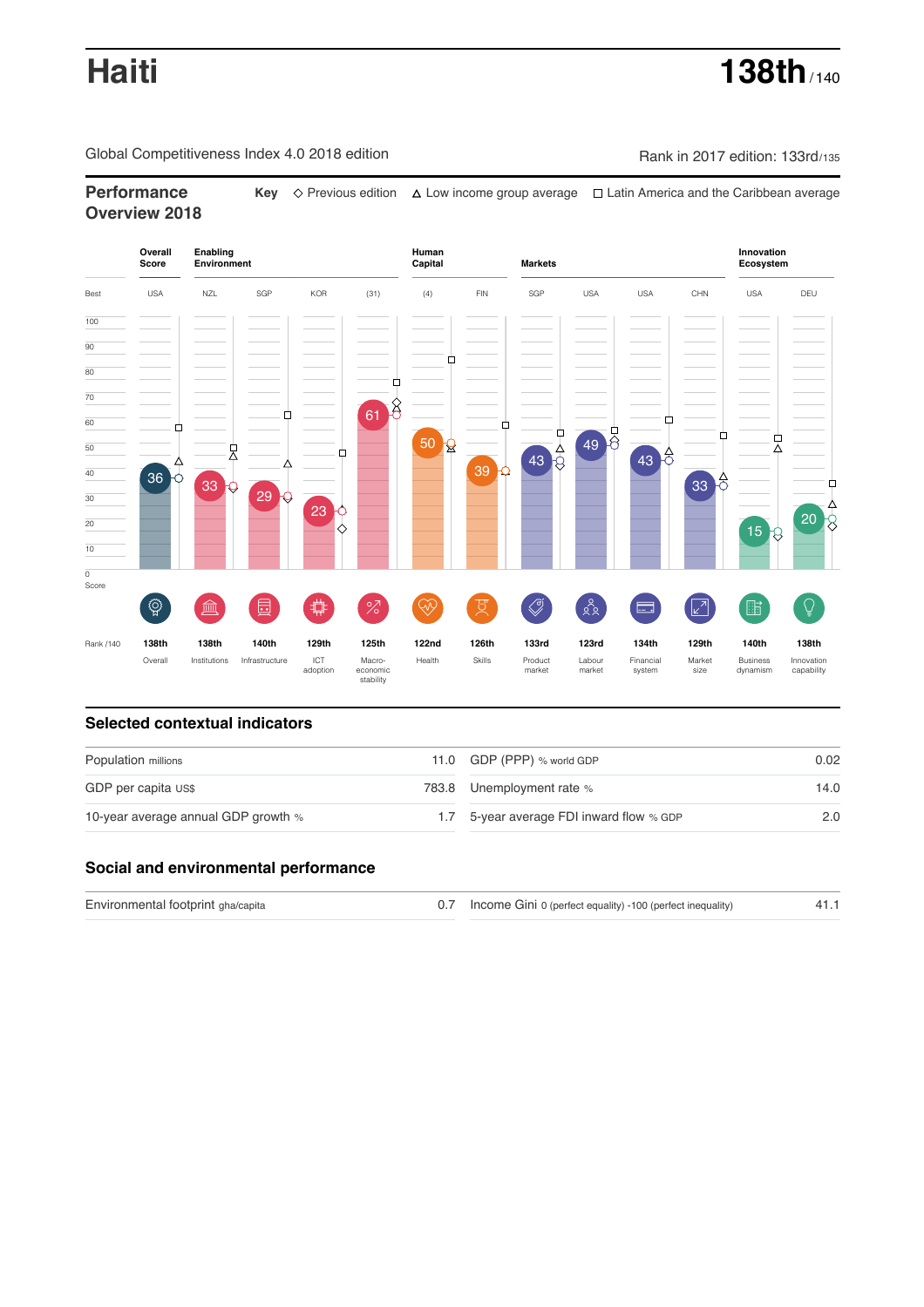# Haiti

**138th** /140

Global Competitiveness Index 4.0 2018 edition

Rank in 2017 edition: 133rd/135

## Performance Overview 2018

**Key** ◇ Previous edition △ Low income group average □ Latin America and the Caribbean average

| | Overall Score | Enabling Environment | | | | Human Capital | | Markets | | | | Innovation Ecosystem | |
|---|---|---|---|---|---|---|---|---|---|---|---|---|---|
| Best | USA | NZL | SGP | KOR | (31) | (4) | FIN | SGP | USA | USA | CHN | USA | DEU |
| Score | 36 | 33 | 29 | 23 | 61 | 50 | 39 | 43 | 49 | 43 | 33 | 15 | 20 |
| Rank /140 | 138th | 138th | 140th | 129th | 125th | 122nd | 126th | 133rd | 123rd | 134th | 129th | 140th | 138th |
| | Overall | Institutions | Infrastructure | ICT adoption | Macro-economic stability | Health | Skills | Product market | Labour market | Financial system | Market size | Business dynamism | Innovation capability |

## Selected contextual indicators

| | | | |
|---|---|---|---|
| Population millions | 11.0 | GDP (PPP) % world GDP | 0.02 |
| GDP per capita US$ | 783.8 | Unemployment rate % | 14.0 |
| 10-year average annual GDP growth % | 1.7 | 5-year average FDI inward flow % GDP | 2.0 |

## Social and environmental performance

| | | | |
|---|---|---|---|
| Environmental footprint gha/capita | 0.7 | Income Gini 0 (perfect equality) -100 (perfect inequality) | 41.1 |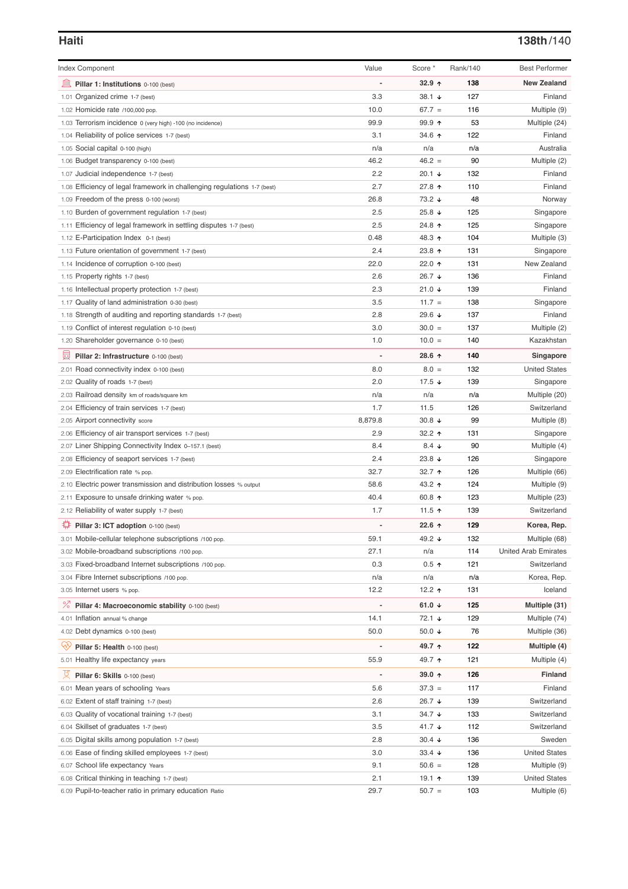## Haiti

**138th/140**

| Index Component | Value | Score * | Rank/140 | Best Performer |
|---|---|---|---|---|
| **Pillar 1: Institutions** 0-100 (best) | - | **32.9 ↑** | **138** | **New Zealand** |
| 1.01 Organized crime 1-7 (best) | 3.3 | 38.1 ↓ | 127 | Finland |
| 1.02 Homicide rate /100,000 pop. | 10.0 | 67.7 = | 116 | Multiple (9) |
| 1.03 Terrorism incidence 0 (very high) -100 (no incidence) | 99.9 | 99.9 ↑ | 53 | Multiple (24) |
| 1.04 Reliability of police services 1-7 (best) | 3.1 | 34.6 ↑ | 122 | Finland |
| 1.05 Social capital 0-100 (high) | n/a | n/a | n/a | Australia |
| 1.06 Budget transparency 0-100 (best) | 46.2 | 46.2 = | 90 | Multiple (2) |
| 1.07 Judicial independence 1-7 (best) | 2.2 | 20.1 ↓ | 132 | Finland |
| 1.08 Efficiency of legal framework in challenging regulations 1-7 (best) | 2.7 | 27.8 ↑ | 110 | Finland |
| 1.09 Freedom of the press 0-100 (worst) | 26.8 | 73.2 ↓ | 48 | Norway |
| 1.10 Burden of government regulation 1-7 (best) | 2.5 | 25.8 ↓ | 125 | Singapore |
| 1.11 Efficiency of legal framework in settling disputes 1-7 (best) | 2.5 | 24.8 ↑ | 125 | Singapore |
| 1.12 E-Participation Index 0-1 (best) | 0.48 | 48.3 ↑ | 104 | Multiple (3) |
| 1.13 Future orientation of government 1-7 (best) | 2.4 | 23.8 ↑ | 131 | Singapore |
| 1.14 Incidence of corruption 0-100 (best) | 22.0 | 22.0 ↑ | 131 | New Zealand |
| 1.15 Property rights 1-7 (best) | 2.6 | 26.7 ↓ | 136 | Finland |
| 1.16 Intellectual property protection 1-7 (best) | 2.3 | 21.0 ↓ | 139 | Finland |
| 1.17 Quality of land administration 0-30 (best) | 3.5 | 11.7 = | 138 | Singapore |
| 1.18 Strength of auditing and reporting standards 1-7 (best) | 2.8 | 29.6 ↓ | 137 | Finland |
| 1.19 Conflict of interest regulation 0-10 (best) | 3.0 | 30.0 = | 137 | Multiple (2) |
| 1.20 Shareholder governance 0-10 (best) | 1.0 | 10.0 = | 140 | Kazakhstan |
| **Pillar 2: Infrastructure** 0-100 (best) | - | **28.6 ↑** | **140** | **Singapore** |
| 2.01 Road connectivity index 0-100 (best) | 8.0 | 8.0 = | 132 | United States |
| 2.02 Quality of roads 1-7 (best) | 2.0 | 17.5 ↓ | 139 | Singapore |
| 2.03 Railroad density km of roads/square km | n/a | n/a | n/a | Multiple (20) |
| 2.04 Efficiency of train services 1-7 (best) | 1.7 | 11.5 | 126 | Switzerland |
| 2.05 Airport connectivity score | 8,879.8 | 30.8 ↓ | 99 | Multiple (8) |
| 2.06 Efficiency of air transport services 1-7 (best) | 2.9 | 32.2 ↑ | 131 | Singapore |
| 2.07 Liner Shipping Connectivity Index 0–157.1 (best) | 8.4 | 8.4 ↓ | 90 | Multiple (4) |
| 2.08 Efficiency of seaport services 1-7 (best) | 2.4 | 23.8 ↓ | 126 | Singapore |
| 2.09 Electrification rate % pop. | 32.7 | 32.7 ↑ | 126 | Multiple (66) |
| 2.10 Electric power transmission and distribution losses % output | 58.6 | 43.2 ↑ | 124 | Multiple (9) |
| 2.11 Exposure to unsafe drinking water % pop. | 40.4 | 60.8 ↑ | 123 | Multiple (23) |
| 2.12 Reliability of water supply 1-7 (best) | 1.7 | 11.5 ↑ | 139 | Switzerland |
| **Pillar 3: ICT adoption** 0-100 (best) | - | **22.6 ↑** | **129** | **Korea, Rep.** |
| 3.01 Mobile-cellular telephone subscriptions /100 pop. | 59.1 | 49.2 ↓ | 132 | Multiple (68) |
| 3.02 Mobile-broadband subscriptions /100 pop. | 27.1 | n/a | 114 | United Arab Emirates |
| 3.03 Fixed-broadband Internet subscriptions /100 pop. | 0.3 | 0.5 ↑ | 121 | Switzerland |
| 3.04 Fibre Internet subscriptions /100 pop. | n/a | n/a | n/a | Korea, Rep. |
| 3.05 Internet users % pop. | 12.2 | 12.2 ↑ | 131 | Iceland |
| **Pillar 4: Macroeconomic stability** 0-100 (best) | - | **61.0 ↓** | **125** | **Multiple (31)** |
| 4.01 Inflation annual % change | 14.1 | 72.1 ↓ | 129 | Multiple (74) |
| 4.02 Debt dynamics 0-100 (best) | 50.0 | 50.0 ↓ | 76 | Multiple (36) |
| **Pillar 5: Health** 0-100 (best) | - | **49.7 ↑** | **122** | **Multiple (4)** |
| 5.01 Healthy life expectancy years | 55.9 | 49.7 ↑ | 121 | Multiple (4) |
| **Pillar 6: Skills** 0-100 (best) | - | **39.0 ↑** | **126** | **Finland** |
| 6.01 Mean years of schooling Years | 5.6 | 37.3 = | 117 | Finland |
| 6.02 Extent of staff training 1-7 (best) | 2.6 | 26.7 ↓ | 139 | Switzerland |
| 6.03 Quality of vocational training 1-7 (best) | 3.1 | 34.7 ↓ | 133 | Switzerland |
| 6.04 Skillset of graduates 1-7 (best) | 3.5 | 41.7 ↓ | 112 | Switzerland |
| 6.05 Digital skills among population 1-7 (best) | 2.8 | 30.4 ↓ | 136 | Sweden |
| 6.06 Ease of finding skilled employees 1-7 (best) | 3.0 | 33.4 ↓ | 136 | United States |
| 6.07 School life expectancy Years | 9.1 | 50.6 = | 128 | Multiple (9) |
| 6.08 Critical thinking in teaching 1-7 (best) | 2.1 | 19.1 ↑ | 139 | United States |
| 6.09 Pupil-to-teacher ratio in primary education Ratio | 29.7 | 50.7 = | 103 | Multiple (6) |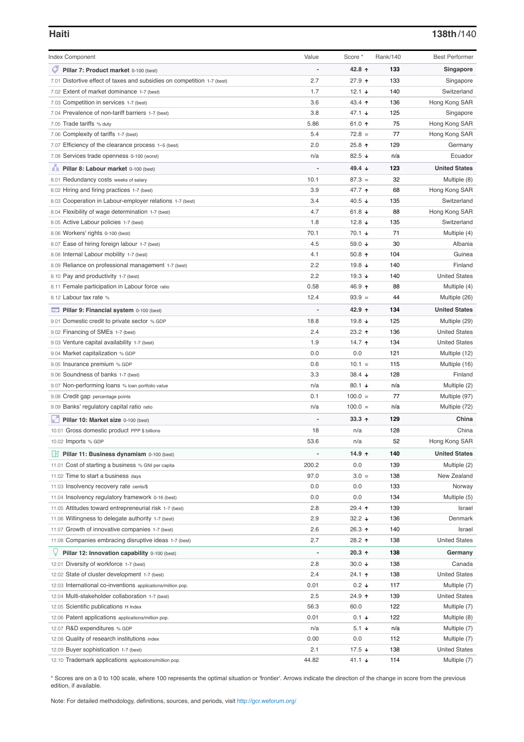## Haiti

**138th/140**

| Index Component | Value | Score * | Rank/140 | Best Performer |
|---|---|---|---|---|
| **Pillar 7: Product market** 0-100 (best) | - | **42.8 ↑** | **133** | **Singapore** |
| 7.01 Distortive effect of taxes and subsidies on competition 1-7 (best) | 2.7 | 27.9 ↑ | 133 | Singapore |
| 7.02 Extent of market dominance 1-7 (best) | 1.7 | 12.1 ↓ | 140 | Switzerland |
| 7.03 Competition in services 1-7 (best) | 3.6 | 43.4 ↑ | 136 | Hong Kong SAR |
| 7.04 Prevalence of non-tariff barriers 1-7 (best) | 3.8 | 47.1 ↓ | 125 | Singapore |
| 7.05 Trade tariffs % duty | 5.86 | 61.0 ↑ | 75 | Hong Kong SAR |
| 7.06 Complexity of tariffs 1-7 (best) | 5.4 | 72.8 = | 77 | Hong Kong SAR |
| 7.07 Efficiency of the clearance process 1–5 (best) | 2.0 | 25.8 ↑ | 129 | Germany |
| 7.08 Services trade openness 0-100 (worst) | n/a | 82.5 ↓ | n/a | Ecuador |
| **Pillar 8: Labour market** 0-100 (best) | - | **49.4 ↓** | **123** | **United States** |
| 8.01 Redundancy costs weeks of salary | 10.1 | 87.3 = | 32 | Multiple (8) |
| 8.02 Hiring and firing practices 1-7 (best) | 3.9 | 47.7 ↑ | 68 | Hong Kong SAR |
| 8.03 Cooperation in Labour-employer relations 1-7 (best) | 3.4 | 40.5 ↓ | 135 | Switzerland |
| 8.04 Flexibility of wage determination 1-7 (best) | 4.7 | 61.8 ↓ | 88 | Hong Kong SAR |
| 8.05 Active Labour policies 1-7 (best) | 1.8 | 12.8 ↓ | 135 | Switzerland |
| 8.06 Workers' rights 0-100 (best) | 70.1 | 70.1 ↓ | 71 | Multiple (4) |
| 8.07 Ease of hiring foreign labour 1-7 (best) | 4.5 | 59.0 ↓ | 30 | Albania |
| 8.08 Internal Labour mobility 1-7 (best) | 4.1 | 50.8 ↑ | 104 | Guinea |
| 8.09 Reliance on professional management 1-7 (best) | 2.2 | 19.8 ↓ | 140 | Finland |
| 8.10 Pay and productivity 1-7 (best) | 2.2 | 19.3 ↓ | 140 | United States |
| 8.11 Female participation in Labour force ratio | 0.58 | 46.9 ↑ | 88 | Multiple (4) |
| 8.12 Labour tax rate % | 12.4 | 93.9 = | 44 | Multiple (26) |
| **Pillar 9: Financial system** 0-100 (best) | - | **42.9 ↑** | **134** | **United States** |
| 9.01 Domestic credit to private sector % GDP | 18.8 | 19.8 ↓ | 125 | Multiple (29) |
| 9.02 Financing of SMEs 1-7 (best) | 2.4 | 23.2 ↑ | 136 | United States |
| 9.03 Venture capital availability 1-7 (best) | 1.9 | 14.7 ↑ | 134 | United States |
| 9.04 Market capitalization % GDP | 0.0 | 0.0 | 121 | Multiple (12) |
| 9.05 Insurance premium % GDP | 0.6 | 10.1 = | 115 | Multiple (16) |
| 9.06 Soundness of banks 1-7 (best) | 3.3 | 38.4 ↓ | 128 | Finland |
| 9.07 Non-performing loans % loan portfolio value | n/a | 80.1 ↓ | n/a | Multiple (2) |
| 9.08 Credit gap percentage points | 0.1 | 100.0 = | 77 | Multiple (97) |
| 9.09 Banks' regulatory capital ratio ratio | n/a | 100.0 = | n/a | Multiple (72) |
| **Pillar 10: Market size** 0-100 (best) | - | **33.3 ↑** | **129** | **China** |
| 10.01 Gross domestic product PPP $ billions | 18 | n/a | 128 | China |
| 10.02 Imports % GDP | 53.6 | n/a | 52 | Hong Kong SAR |
| **Pillar 11: Business dynamism** 0-100 (best) | - | **14.9 ↑** | **140** | **United States** |
| 11.01 Cost of starting a business % GNI per capita | 200.2 | 0.0 | 139 | Multiple (2) |
| 11.02 Time to start a business days | 97.0 | 3.0 = | 138 | New Zealand |
| 11.03 Insolvency recovery rate cents/$ | 0.0 | 0.0 | 133 | Norway |
| 11.04 Insolvency regulatory framework 0-16 (best) | 0.0 | 0.0 | 134 | Multiple (5) |
| 11.05 Attitudes toward entrepreneurial risk 1-7 (best) | 2.8 | 29.4 ↑ | 139 | Israel |
| 11.06 Willingness to delegate authority 1-7 (best) | 2.9 | 32.2 ↓ | 136 | Denmark |
| 11.07 Growth of innovative companies 1-7 (best) | 2.6 | 26.3 ↑ | 140 | Israel |
| 11.08 Companies embracing disruptive ideas 1-7 (best) | 2.7 | 28.2 ↑ | 138 | United States |
| **Pillar 12: Innovation capability** 0-100 (best) | - | **20.3 ↑** | **138** | **Germany** |
| 12.01 Diversity of workforce 1-7 (best) | 2.8 | 30.0 ↓ | 138 | Canada |
| 12.02 State of cluster development 1-7 (best) | 2.4 | 24.1 ↑ | 138 | United States |
| 12.03 International co-inventions applications/million pop. | 0.01 | 0.2 ↓ | 117 | Multiple (7) |
| 12.04 Multi-stakeholder collaboration 1-7 (best) | 2.5 | 24.9 ↑ | 139 | United States |
| 12.05 Scientific publications H Index | 56.3 | 60.0 | 122 | Multiple (7) |
| 12.06 Patent applications applications/million pop. | 0.01 | 0.1 ↓ | 122 | Multiple (8) |
| 12.07 R&D expenditures % GDP | n/a | 5.1 ↓ | n/a | Multiple (7) |
| 12.08 Quality of research institutions index | 0.00 | 0.0 | 112 | Multiple (7) |
| 12.09 Buyer sophistication 1-7 (best) | 2.1 | 17.5 ↓ | 138 | United States |
| 12.10 Trademark applications applications/million pop. | 44.82 | 41.1 ↓ | 114 | Multiple (7) |

* Scores are on a 0 to 100 scale, where 100 represents the optimal situation or 'frontier'. Arrows indicate the direction of the change in score from the previous edition, if available.

Note: For detailed methodology, definitions, sources, and periods, visit http://gcr.weforum.org/